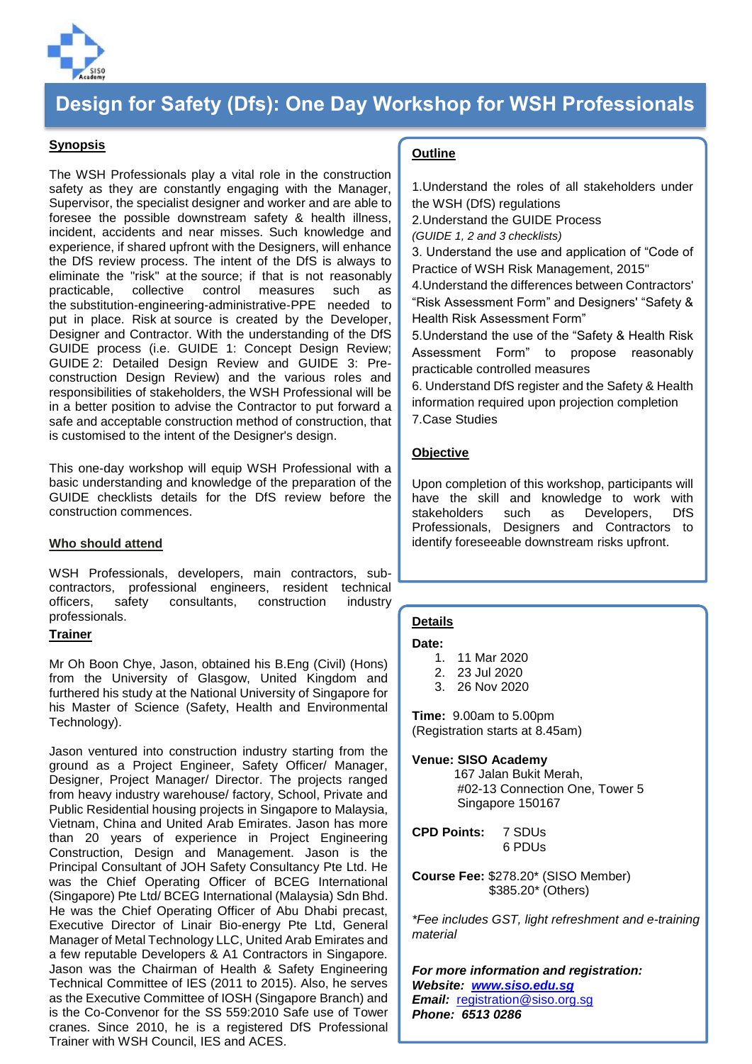# Design for Safety (Dfs): One Day Workshop for WSH Professionals

## Synopsis

The WSH Professionals play a vital role in the construction safety as they are constantly engaging with the Manager, Supervisor, the specialist designer and worker and are able to foresee the possible downstream safety & health illness, incident, accidents and near misses. Such knowledge and experience, if shared upfront with the Designers, will enhance the DfS review process. The intent of the DfS is always to eliminate the "risk" at the source; if that is not reasonably practicable, collective control measures such as the substitution-engineering-administrative-PPE needed to put in place. Risk at source is created by the Developer, Designer and Contractor. With the understanding of the DfS GUIDE process (i.e. GUIDE 1: Concept Design Review; GUIDE 2: Detailed Design Review and GUIDE 3: Pre-construction Design Review) and the various roles and responsibilities of stakeholders, the WSH Professional will be in a better position to advise the Contractor to put forward a safe and acceptable construction method of construction, that is customised to the intent of the Designer's design.

This one-day workshop will equip WSH Professional with a basic understanding and knowledge of the preparation of the GUIDE checklists details for the DfS review before the construction commences.

## Who should attend

WSH Professionals, developers, main contractors, sub-contractors, professional engineers, resident technical officers, safety consultants, construction industry professionals.

## Trainer

Mr Oh Boon Chye, Jason, obtained his B.Eng (Civil) (Hons) from the University of Glasgow, United Kingdom and furthered his study at the National University of Singapore for his Master of Science (Safety, Health and Environmental Technology).

Jason ventured into construction industry starting from the ground as a Project Engineer, Safety Officer/ Manager, Designer, Project Manager/ Director. The projects ranged from heavy industry warehouse/ factory, School, Private and Public Residential housing projects in Singapore to Malaysia, Vietnam, China and United Arab Emirates. Jason has more than 20 years of experience in Project Engineering Construction, Design and Management. Jason is the Principal Consultant of JOH Safety Consultancy Pte Ltd. He was the Chief Operating Officer of BCEG International (Singapore) Pte Ltd/ BCEG International (Malaysia) Sdn Bhd. He was the Chief Operating Officer of Abu Dhabi precast, Executive Director of Linair Bio-energy Pte Ltd, General Manager of Metal Technology LLC, United Arab Emirates and a few reputable Developers & A1 Contractors in Singapore. Jason was the Chairman of Health & Safety Engineering Technical Committee of IES (2011 to 2015). Also, he serves as the Executive Committee of IOSH (Singapore Branch) and is the Co-Convenor for the SS 559:2010 Safe use of Tower cranes. Since 2010, he is a registered DfS Professional Trainer with WSH Council, IES and ACES.

## Outline

1. Understand the roles of all stakeholders under the WSH (DfS) regulations
2. Understand the GUIDE Process  
   *(GUIDE 1, 2 and 3 checklists)*
3. Understand the use and application of "Code of Practice of WSH Risk Management, 2015"
4. Understand the differences between Contractors' "Risk Assessment Form" and Designers' "Safety & Health Risk Assessment Form"
5. Understand the use of the "Safety & Health Risk Assessment Form" to propose reasonably practicable controlled measures
6. Understand DfS register and the Safety & Health information required upon projection completion
7. Case Studies

## Objective

Upon completion of this workshop, participants will have the skill and knowledge to work with stakeholders such as Developers, DfS Professionals, Designers and Contractors to identify foreseeable downstream risks upfront.

## Details

**Date:**

1. 11 Mar 2020
2. 23 Jul 2020
3. 26 Nov 2020

**Time:** 9.00am to 5.00pm  
(Registration starts at 8.45am)

**Venue: SISO Academy**  
167 Jalan Bukit Merah,  
#02-13 Connection One, Tower 5  
Singapore 150167

**CPD Points:** 7 SDUs  
6 PDUs

**Course Fee:** $278.20* (SISO Member)  
$385.20* (Others)

*\*Fee includes GST, light refreshment and e-training material*

***For more information and registration:***  
***Website: www.siso.edu.sg***  
***Email:*** registration@siso.org.sg  
***Phone: 6513 0286***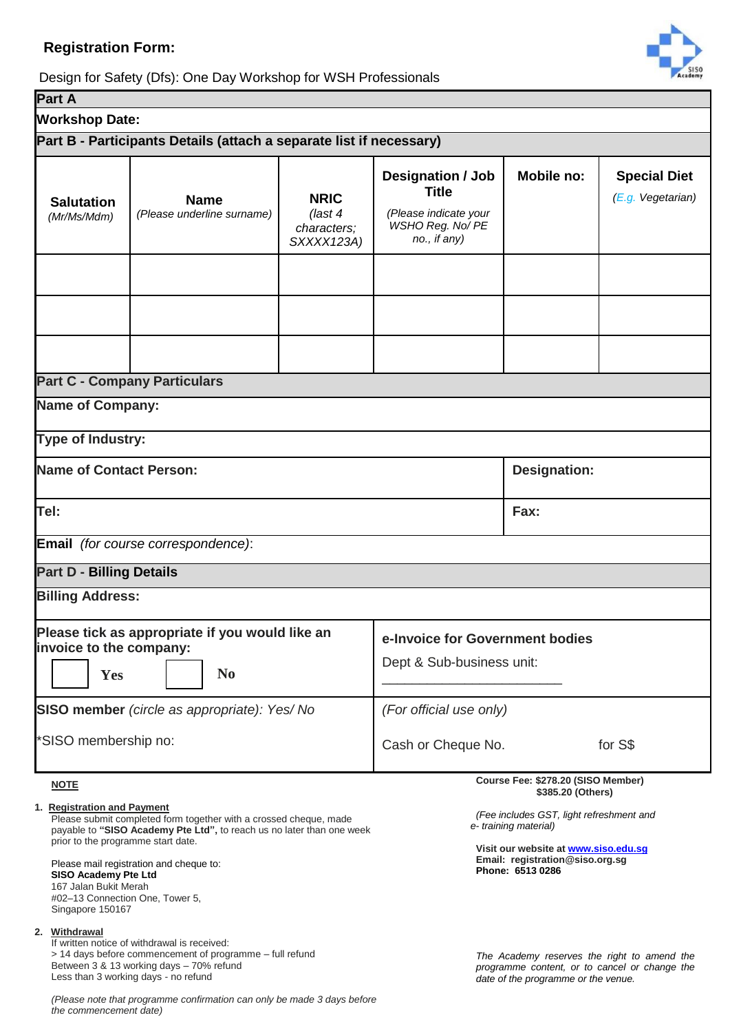## Registration Form:

Design for Safety (Dfs): One Day Workshop for WSH Professionals

**Part A**

**Workshop Date:**

**Part B - Participants Details (attach a separate list if necessary)**

| **Salutation** *(Mr/Ms/Mdm)* | **Name** *(Please underline surname)* | **NRIC** *(last 4 characters; SXXXX123A)* | **Designation / Job Title** *(Please indicate your WSHO Reg. No/ PE no., if any)* | **Mobile no:** | **Special Diet** *(E.g. Vegetarian)* |
|---|---|---|---|---|---|
| | | | | | |
| | | | | | |
| | | | | | |

**Part C - Company Particulars**

**Name of Company:**

**Type of Industry:**

**Name of Contact Person:** | **Designation:**

**Tel:** | **Fax:**

**Email** *(for course correspondence)*:

**Part D - Billing Details**

**Billing Address:**

**Please tick as appropriate if you would like an invoice to the company:**

☐ **Yes** ☐ **No**

**e-Invoice for Government bodies**

Dept & Sub-business unit: ________________________

**SISO member** *(circle as appropriate): Yes/ No*

*SISO membership no:

*(For official use only)*

Cash or Cheque No. for S$

**NOTE**

1. **Registration and Payment**
   Please submit completed form together with a crossed cheque, made payable to **"SISO Academy Pte Ltd",** to reach us no later than one week prior to the programme start date.

   Please mail registration and cheque to:
   **SISO Academy Pte Ltd**
   167 Jalan Bukit Merah
   #02–13 Connection One, Tower 5,
   Singapore 150167

2. **Withdrawal**
   If written notice of withdrawal is received:
   > 14 days before commencement of programme – full refund
   Between 3 & 13 working days – 70% refund
   Less than 3 working days - no refund

   *(Please note that programme confirmation can only be made 3 days before the commencement date)*

**Course Fee: $278.20 (SISO Member)**
**$385.20 (Others)**

*(Fee includes GST, light refreshment and e- training material)*

**Visit our website at www.siso.edu.sg**
**Email: registration@siso.org.sg**
**Phone: 6513 0286**

*The Academy reserves the right to amend the programme content, or to cancel or change the date of the programme or the venue.*